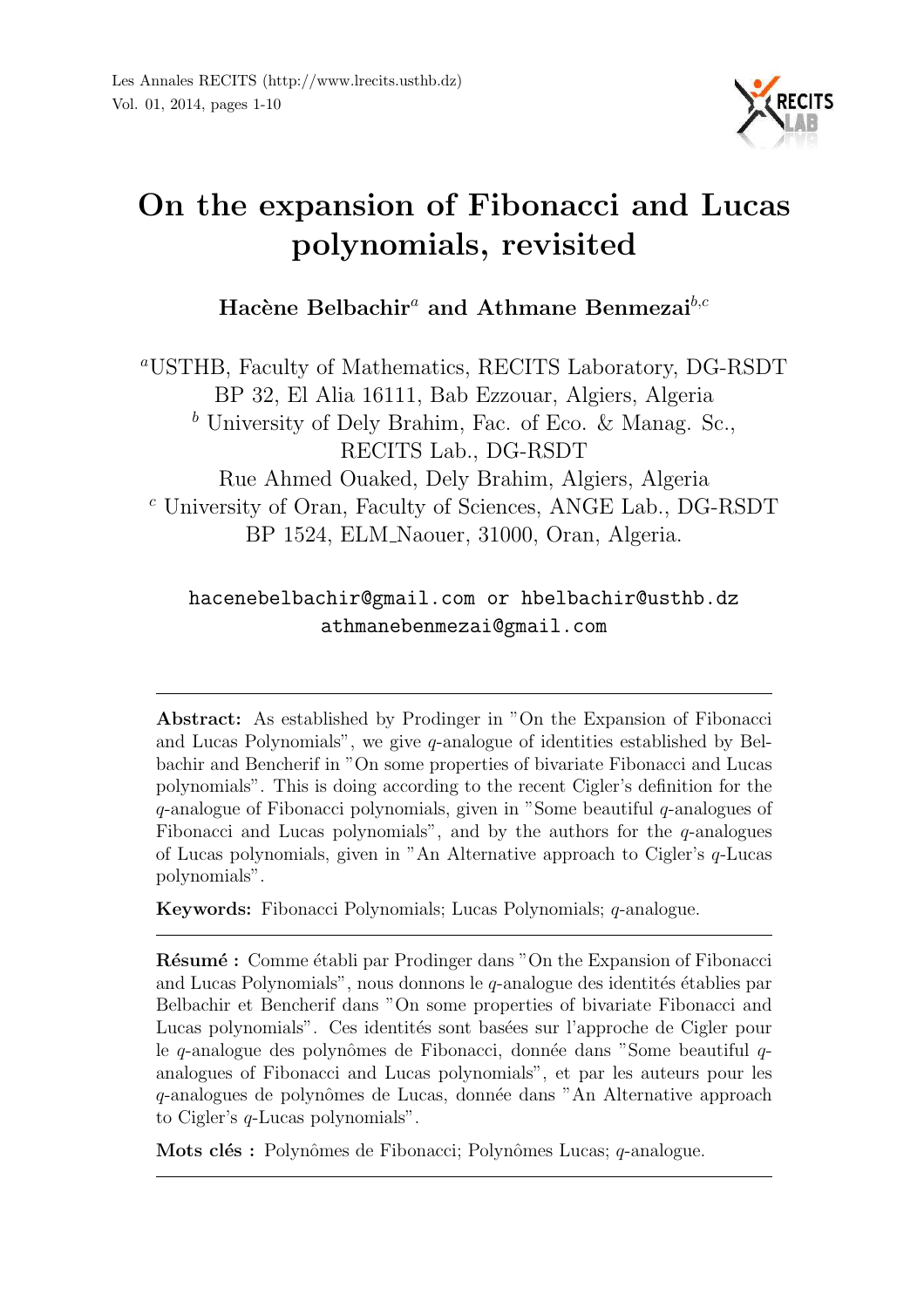# On the expansion of Fibonacci and Lucas polynomials, revisited

**Hacène Belbachir**[a] **and Athmane Benmezai**[b,c]

[a]USTHB, Faculty of Mathematics, RECITS Laboratory, DG-RSDT
BP 32, El Alia 16111, Bab Ezzouar, Algiers, Algeria
[b] University of Dely Brahim, Fac. of Eco. & Manag. Sc.,
RECITS Lab., DG-RSDT
Rue Ahmed Ouaked, Dely Brahim, Algiers, Algeria
[c] University of Oran, Faculty of Sciences, ANGE Lab., DG-RSDT
BP 1524, ELM_Naouer, 31000, Oran, Algeria.

hacenebelbachir@gmail.com or hbelbachir@usthb.dz
athmanebenmezai@gmail.com

---

**Abstract:** As established by Prodinger in "On the Expansion of Fibonacci and Lucas Polynomials", we give $q$-analogue of identities established by Belbachir and Bencherif in "On some properties of bivariate Fibonacci and Lucas polynomials". This is doing according to the recent Cigler's definition for the $q$-analogue of Fibonacci polynomials, given in "Some beautiful $q$-analogues of Fibonacci and Lucas polynomials", and by the authors for the $q$-analogues of Lucas polynomials, given in "An Alternative approach to Cigler's $q$-Lucas polynomials".

**Keywords:** Fibonacci Polynomials; Lucas Polynomials; $q$-analogue.

---

**Résumé :** Comme établi par Prodinger dans "On the Expansion of Fibonacci and Lucas Polynomials", nous donnons le $q$-analogue des identités établies par Belbachir et Bencherif dans "On some properties of bivariate Fibonacci and Lucas polynomials". Ces identités sont basées sur l'approche de Cigler pour le $q$-analogue des polynômes de Fibonacci, donnée dans "Some beautiful $q$-analogues of Fibonacci and Lucas polynomials", et par les auteurs pour les $q$-analogues de polynômes de Lucas, donnée dans "An Alternative approach to Cigler's $q$-Lucas polynomials".

**Mots clés :** Polynômes de Fibonacci; Polynômes Lucas; $q$-analogue.

---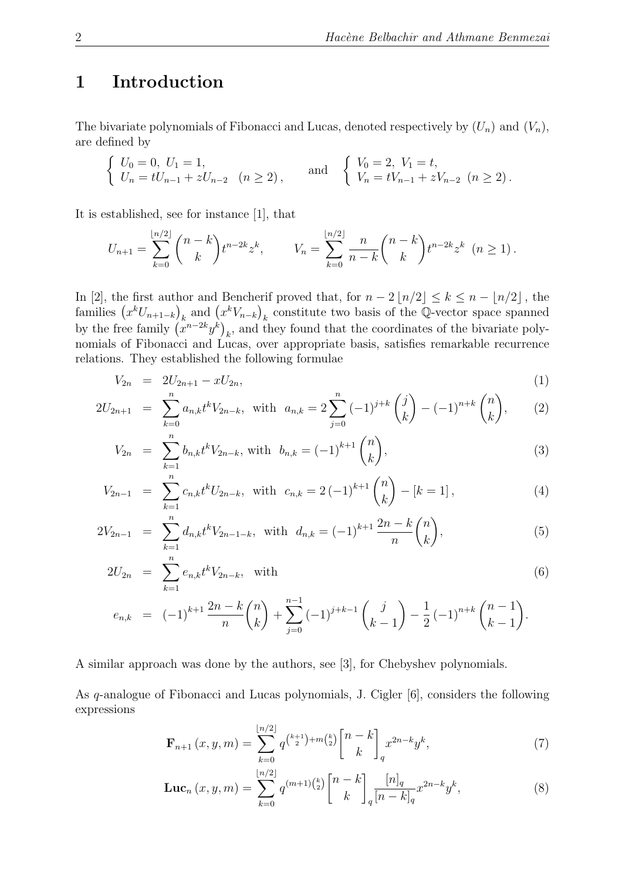# 1 Introduction

The bivariate polynomials of Fibonacci and Lucas, denoted respectively by $(U_n)$ and $(V_n)$, are defined by

$$\left\{\begin{array}{l} U_0 = 0,\ U_1 = 1, \\ U_n = tU_{n-1} + zU_{n-2} \quad (n \geq 2), \end{array}\right. \quad \text{and} \quad \left\{\begin{array}{l} V_0 = 2,\ V_1 = t, \\ V_n = tV_{n-1} + zV_{n-2} \ \ (n \geq 2). \end{array}\right.$$

It is established, see for instance [1], that

$$U_{n+1} = \sum_{k=0}^{\lfloor n/2 \rfloor} \binom{n-k}{k} t^{n-2k} z^k, \qquad V_n = \sum_{k=0}^{\lfloor n/2 \rfloor} \frac{n}{n-k} \binom{n-k}{k} t^{n-2k} z^k \ \ (n \geq 1).$$

In [2], the first author and Bencherif proved that, for $n - 2\lfloor n/2 \rfloor \leq k \leq n - \lfloor n/2 \rfloor$, the families $\left(x^k U_{n+1-k}\right)_k$ and $\left(x^k V_{n-k}\right)_k$ constitute two basis of the $\mathbb{Q}$-vector space spanned by the free family $\left(x^{n-2k} y^k\right)_k$, and they found that the coordinates of the bivariate polynomials of Fibonacci and Lucas, over appropriate basis, satisfies remarkable recurrence relations. They established the following formulae

$$V_{2n} = 2U_{2n+1} - xU_{2n}, \tag{1}$$

$$2U_{2n+1} = \sum_{k=0}^{n} a_{n,k} t^k V_{2n-k}, \ \text{ with } \ a_{n,k} = 2\sum_{j=0}^{n} (-1)^{j+k} \binom{j}{k} - (-1)^{n+k} \binom{n}{k}, \tag{2}$$

$$V_{2n} = \sum_{k=1}^{n} b_{n,k} t^k V_{2n-k}, \text{ with } \ b_{n,k} = (-1)^{k+1} \binom{n}{k}, \tag{3}$$

$$V_{2n-1} = \sum_{k=1}^{n} c_{n,k} t^k U_{2n-k}, \ \text{ with } \ c_{n,k} = 2(-1)^{k+1} \binom{n}{k} - [k=1], \tag{4}$$

$$2V_{2n-1} = \sum_{k=1}^{n} d_{n,k} t^k V_{2n-1-k}, \ \text{ with } \ d_{n,k} = (-1)^{k+1} \frac{2n-k}{n} \binom{n}{k}, \tag{5}$$

$$2U_{2n} = \sum_{k=1}^{n} e_{n,k} t^k V_{2n-k}, \ \text{ with} \tag{6}$$

$$e_{n,k} = (-1)^{k+1} \frac{2n-k}{n} \binom{n}{k} + \sum_{j=0}^{n-1} (-1)^{j+k-1} \binom{j}{k-1} - \frac{1}{2} (-1)^{n+k} \binom{n-1}{k-1}.$$

A similar approach was done by the authors, see [3], for Chebyshev polynomials.

As $q$-analogue of Fibonacci and Lucas polynomials, J. Cigler [6], considers the following expressions

$$\mathbf{F}_{n+1}(x, y, m) = \sum_{k=0}^{\lfloor n/2 \rfloor} q^{\binom{k+1}{2} + m\binom{k}{2}} \begin{bmatrix} n-k \\ k \end{bmatrix}_q x^{2n-k} y^k, \tag{7}$$

$$\mathbf{Luc}_n(x, y, m) = \sum_{k=0}^{\lfloor n/2 \rfloor} q^{(m+1)\binom{k}{2}} \begin{bmatrix} n-k \\ k \end{bmatrix}_q \frac{[n]_q}{[n-k]_q} x^{2n-k} y^k, \tag{8}$$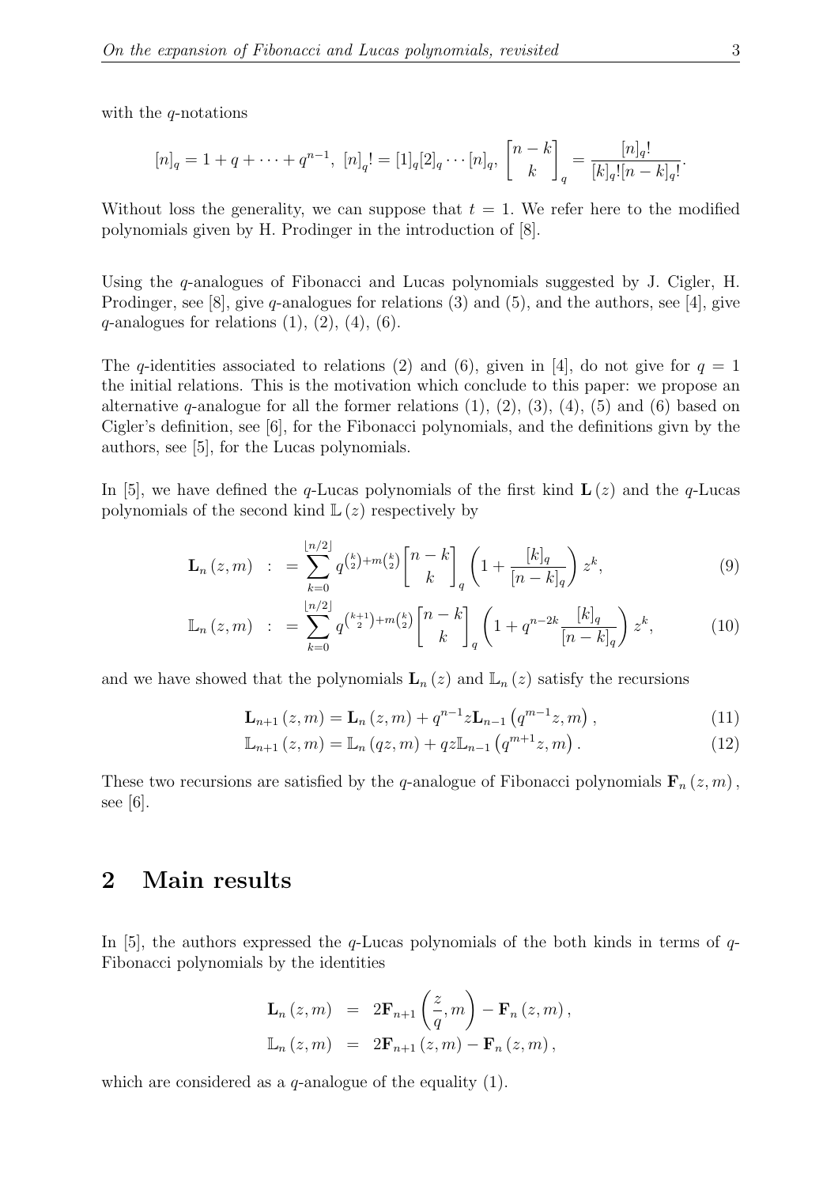with the $q$-notations

$$[n]_q = 1 + q + \cdots + q^{n-1},\ [n]_q! = [1]_q[2]_q \cdots [n]_q,\ \begin{bmatrix} n-k \\ k \end{bmatrix}_q = \frac{[n]_q!}{[k]_q![n-k]_q!}.$$

Without loss the generality, we can suppose that $t = 1$. We refer here to the modified polynomials given by H. Prodinger in the introduction of [8].

Using the $q$-analogues of Fibonacci and Lucas polynomials suggested by J. Cigler, H. Prodinger, see [8], give $q$-analogues for relations (3) and (5), and the authors, see [4], give $q$-analogues for relations (1), (2), (4), (6).

The $q$-identities associated to relations (2) and (6), given in [4], do not give for $q = 1$ the initial relations. This is the motivation which conclude to this paper: we propose an alternative $q$-analogue for all the former relations (1), (2), (3), (4), (5) and (6) based on Cigler's definition, see [6], for the Fibonacci polynomials, and the definitions givn by the authors, see [5], for the Lucas polynomials.

In [5], we have defined the $q$-Lucas polynomials of the first kind $\mathbf{L}(z)$ and the $q$-Lucas polynomials of the second kind $\mathbb{L}(z)$ respectively by

$$\mathbf{L}_n(z, m) \ : \ = \sum_{k=0}^{\lfloor n/2 \rfloor} q^{\binom{k}{2} + m\binom{k}{2}} \begin{bmatrix} n-k \\ k \end{bmatrix}_q \left(1 + \frac{[k]_q}{[n-k]_q}\right) z^k, \tag{9}$$

$$\mathbb{L}_n(z, m) \ : \ = \sum_{k=0}^{\lfloor n/2 \rfloor} q^{\binom{k+1}{2} + m\binom{k}{2}} \begin{bmatrix} n-k \\ k \end{bmatrix}_q \left(1 + q^{n-2k} \frac{[k]_q}{[n-k]_q}\right) z^k, \tag{10}$$

and we have showed that the polynomials $\mathbf{L}_n(z)$ and $\mathbb{L}_n(z)$ satisfy the recursions

$$\mathbf{L}_{n+1}(z, m) = \mathbf{L}_n(z, m) + q^{n-1} z \mathbf{L}_{n-1}\left(q^{m-1} z, m\right), \tag{11}$$

$$\mathbb{L}_{n+1}(z, m) = \mathbb{L}_n(qz, m) + qz \mathbb{L}_{n-1}\left(q^{m+1} z, m\right). \tag{12}$$

These two recursions are satisfied by the $q$-analogue of Fibonacci polynomials $\mathbf{F}_n(z, m)$, see [6].

## 2 Main results

In [5], the authors expressed the $q$-Lucas polynomials of the both kinds in terms of $q$-Fibonacci polynomials by the identities

$$\begin{aligned} \mathbf{L}_n(z, m) &= 2\mathbf{F}_{n+1}\left(\frac{z}{q}, m\right) - \mathbf{F}_n(z, m), \\ \mathbb{L}_n(z, m) &= 2\mathbf{F}_{n+1}(z, m) - \mathbf{F}_n(z, m), \end{aligned}$$

which are considered as a $q$-analogue of the equality (1).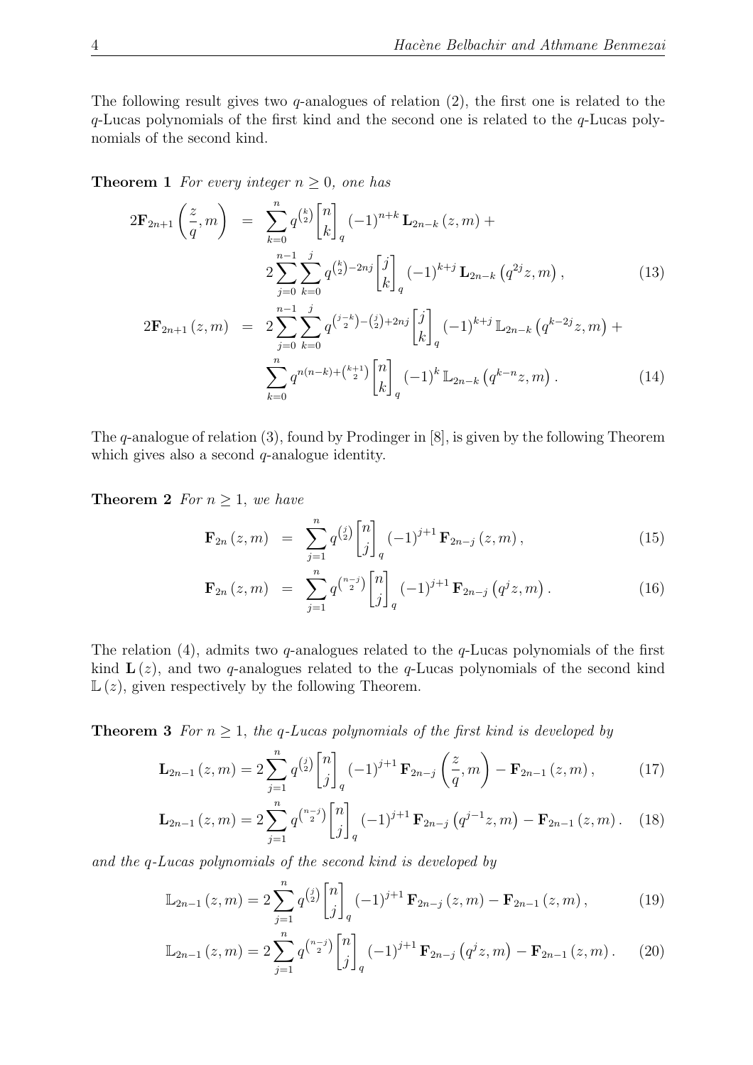The following result gives two $q$-analogues of relation (2), the first one is related to the $q$-Lucas polynomials of the first kind and the second one is related to the $q$-Lucas polynomials of the second kind.

**Theorem 1** *For every integer $n \geq 0$, one has*

$$
\begin{aligned}
2\mathbf{F}_{2n+1}\left(\frac{z}{q},m\right) &= \sum_{k=0}^{n} q^{\binom{k}{2}} \begin{bmatrix} n \\ k \end{bmatrix}_q (-1)^{n+k} \mathbf{L}_{2n-k}(z,m) + \\
&\quad 2\sum_{j=0}^{n-1}\sum_{k=0}^{j} q^{\binom{k}{2}-2nj} \begin{bmatrix} j \\ k \end{bmatrix}_q (-1)^{k+j} \mathbf{L}_{2n-k}\left(q^{2j}z,m\right), \qquad (13)
\end{aligned}
$$

$$
\begin{aligned}
2\mathbf{F}_{2n+1}(z,m) &= 2\sum_{j=0}^{n-1}\sum_{k=0}^{j} q^{\binom{j-k}{2}-\binom{j}{2}+2nj} \begin{bmatrix} j \\ k \end{bmatrix}_q (-1)^{k+j} \mathbb{L}_{2n-k}\left(q^{k-2j}z,m\right) + \\
&\quad \sum_{k=0}^{n} q^{n(n-k)+\binom{k+1}{2}} \begin{bmatrix} n \\ k \end{bmatrix}_q (-1)^{k} \mathbb{L}_{2n-k}\left(q^{k-n}z,m\right). \qquad (14)
\end{aligned}
$$

The $q$-analogue of relation (3), found by Prodinger in [8], is given by the following Theorem which gives also a second $q$-analogue identity.

**Theorem 2** *For $n \geq 1$, we have*

$$
\mathbf{F}_{2n}(z,m) = \sum_{j=1}^{n} q^{\binom{j}{2}} \begin{bmatrix} n \\ j \end{bmatrix}_q (-1)^{j+1} \mathbf{F}_{2n-j}(z,m), \qquad (15)
$$

$$
\mathbf{F}_{2n}(z,m) = \sum_{j=1}^{n} q^{\binom{n-j}{2}} \begin{bmatrix} n \\ j \end{bmatrix}_q (-1)^{j+1} \mathbf{F}_{2n-j}\left(q^{j}z,m\right). \qquad (16)
$$

The relation (4), admits two $q$-analogues related to the $q$-Lucas polynomials of the first kind $\mathbf{L}(z)$, and two $q$-analogues related to the $q$-Lucas polynomials of the second kind $\mathbb{L}(z)$, given respectively by the following Theorem.

**Theorem 3** *For $n \geq 1$, the $q$-Lucas polynomials of the first kind is developed by*

$$
\mathbf{L}_{2n-1}(z,m) = 2\sum_{j=1}^{n} q^{\binom{j}{2}} \begin{bmatrix} n \\ j \end{bmatrix}_q (-1)^{j+1} \mathbf{F}_{2n-j}\left(\frac{z}{q},m\right) - \mathbf{F}_{2n-1}(z,m), \qquad (17)
$$

$$
\mathbf{L}_{2n-1}(z,m) = 2\sum_{j=1}^{n} q^{\binom{n-j}{2}} \begin{bmatrix} n \\ j \end{bmatrix}_q (-1)^{j+1} \mathbf{F}_{2n-j}\left(q^{j-1}z,m\right) - \mathbf{F}_{2n-1}(z,m). \qquad (18)
$$

*and the $q$-Lucas polynomials of the second kind is developed by*

$$
\mathbb{L}_{2n-1}(z,m) = 2\sum_{j=1}^{n} q^{\binom{j}{2}} \begin{bmatrix} n \\ j \end{bmatrix}_q (-1)^{j+1} \mathbf{F}_{2n-j}(z,m) - \mathbf{F}_{2n-1}(z,m), \qquad (19)
$$

$$
\mathbb{L}_{2n-1}(z,m) = 2\sum_{j=1}^{n} q^{\binom{n-j}{2}} \begin{bmatrix} n \\ j \end{bmatrix}_q (-1)^{j+1} \mathbf{F}_{2n-j}\left(q^{j}z,m\right) - \mathbf{F}_{2n-1}(z,m). \qquad (20)
$$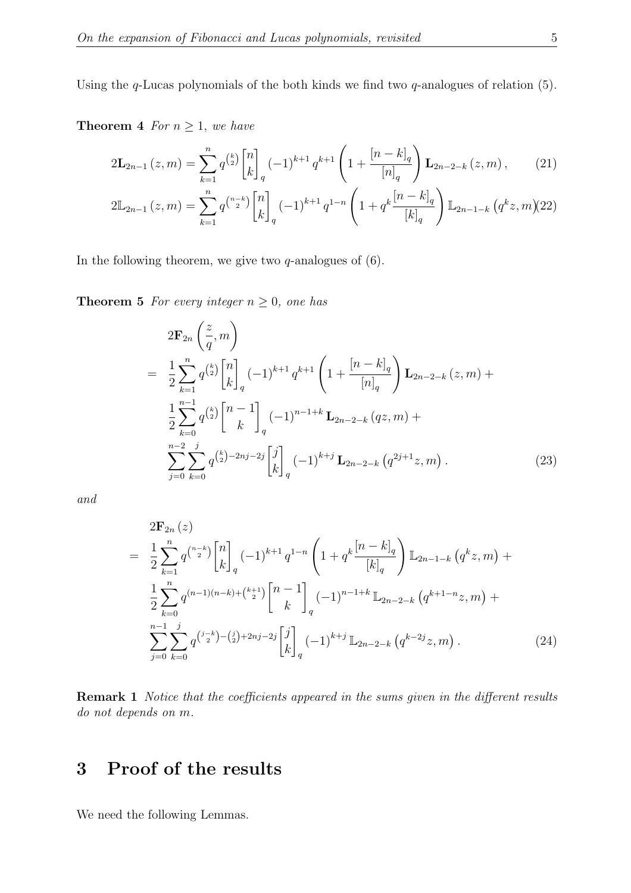Using the $q$-Lucas polynomials of the both kinds we find two $q$-analogues of relation (5).

**Theorem 4** *For $n \geq 1$, we have*

$$2\mathbf{L}_{2n-1}(z,m) = \sum_{k=1}^{n} q^{\binom{k}{2}} \begin{bmatrix} n \\ k \end{bmatrix}_q (-1)^{k+1} q^{k+1} \left(1 + \frac{[n-k]_q}{[n]_q}\right) \mathbf{L}_{2n-2-k}(z,m), \tag{21}$$

$$2\mathbb{L}_{2n-1}(z,m) = \sum_{k=1}^{n} q^{\binom{n-k}{2}} \begin{bmatrix} n \\ k \end{bmatrix}_q (-1)^{k+1} q^{1-n} \left(1 + q^k \frac{[n-k]_q}{[k]_q}\right) \mathbb{L}_{2n-1-k}\left(q^k z, m\right) \tag{22}$$

In the following theorem, we give two $q$-analogues of (6).

**Theorem 5** *For every integer $n \geq 0$, one has*

$$\begin{aligned}
& 2\mathbf{F}_{2n}\left(\frac{z}{q}, m\right) \\
= \; & \frac{1}{2}\sum_{k=1}^{n} q^{\binom{k}{2}} \begin{bmatrix} n \\ k \end{bmatrix}_q (-1)^{k+1} q^{k+1} \left(1 + \frac{[n-k]_q}{[n]_q}\right) \mathbf{L}_{2n-2-k}(z,m) + \\
& \frac{1}{2}\sum_{k=0}^{n-1} q^{\binom{k}{2}} \begin{bmatrix} n-1 \\ k \end{bmatrix}_q (-1)^{n-1+k} \mathbf{L}_{2n-2-k}(qz,m) + \\
& \sum_{j=0}^{n-2}\sum_{k=0}^{j} q^{\binom{k}{2}-2nj-2j} \begin{bmatrix} j \\ k \end{bmatrix}_q (-1)^{k+j} \mathbf{L}_{2n-2-k}\left(q^{2j+1}z, m\right).
\end{aligned} \tag{23}$$

*and*

$$\begin{aligned}
& 2\mathbf{F}_{2n}(z) \\
= \; & \frac{1}{2}\sum_{k=1}^{n} q^{\binom{n-k}{2}} \begin{bmatrix} n \\ k \end{bmatrix}_q (-1)^{k+1} q^{1-n} \left(1 + q^k \frac{[n-k]_q}{[k]_q}\right) \mathbb{L}_{2n-1-k}\left(q^k z, m\right) + \\
& \frac{1}{2}\sum_{k=0}^{n} q^{(n-1)(n-k)+\binom{k+1}{2}} \begin{bmatrix} n-1 \\ k \end{bmatrix}_q (-1)^{n-1+k} \mathbb{L}_{2n-2-k}\left(q^{k+1-n}z, m\right) + \\
& \sum_{j=0}^{n-1}\sum_{k=0}^{j} q^{\binom{j-k}{2}-\binom{j}{2}+2nj-2j} \begin{bmatrix} j \\ k \end{bmatrix}_q (-1)^{k+j} \mathbb{L}_{2n-2-k}\left(q^{k-2j}z, m\right).
\end{aligned} \tag{24}$$

**Remark 1** *Notice that the coefficients appeared in the sums given in the different results do not depends on $m$.*

## 3 Proof of the results

We need the following Lemmas.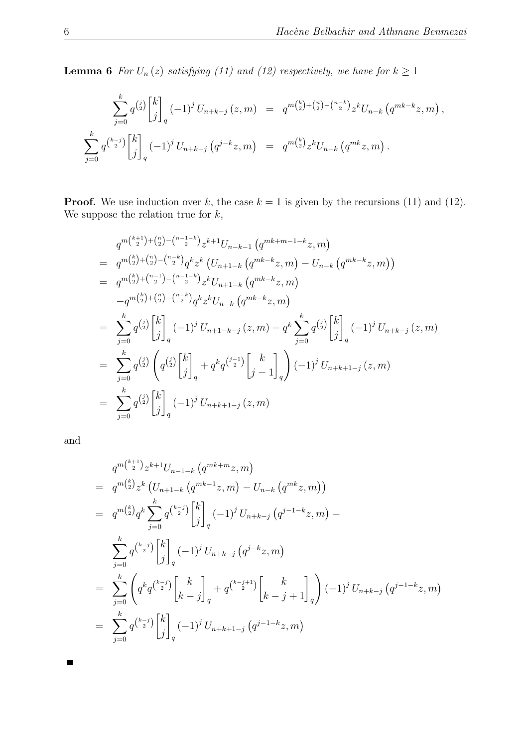**Lemma 6** *For $U_n(z)$ satisfying (11) and (12) respectively, we have for $k \geq 1$*

$$
\begin{aligned}
\sum_{j=0}^{k} q^{\binom{j}{2}} \begin{bmatrix} k \\ j \end{bmatrix}_q (-1)^j U_{n+k-j}(z,m) &= q^{m\binom{k}{2}+\binom{n}{2}-\binom{n-k}{2}} z^k U_{n-k}\left(q^{mk-k}z,m\right), \\
\sum_{j=0}^{k} q^{\binom{k-j}{2}} \begin{bmatrix} k \\ j \end{bmatrix}_q (-1)^j U_{n+k-j}\left(q^{j-k}z,m\right) &= q^{m\binom{k}{2}} z^k U_{n-k}\left(q^{mk}z,m\right).
\end{aligned}
$$

**Proof.** We use induction over $k$, the case $k=1$ is given by the recursions (11) and (12). We suppose the relation true for $k$,

$$
\begin{aligned}
& q^{m\binom{k+1}{2}+\binom{n}{2}-\binom{n-1-k}{2}} z^{k+1} U_{n-k-1}\left(q^{mk+m-1-k}z,m\right) \\
=\ & q^{m\binom{k}{2}+\binom{n}{2}-\binom{n-k}{2}} q^k z^k \left(U_{n+1-k}\left(q^{mk-k}z,m\right) - U_{n-k}\left(q^{mk-k}z,m\right)\right) \\
=\ & q^{m\binom{k}{2}+\binom{n-1}{2}-\binom{n-1-k}{2}} z^k U_{n+1-k}\left(q^{mk-k}z,m\right) \\
& -q^{m\binom{k}{2}+\binom{n}{2}-\binom{n-k}{2}} q^k z^k U_{n-k}\left(q^{mk-k}z,m\right) \\
=\ & \sum_{j=0}^{k} q^{\binom{j}{2}} \begin{bmatrix} k \\ j \end{bmatrix}_q (-1)^j U_{n+1-k-j}(z,m) - q^k \sum_{j=0}^{k} q^{\binom{j}{2}} \begin{bmatrix} k \\ j \end{bmatrix}_q (-1)^j U_{n+k-j}(z,m) \\
=\ & \sum_{j=0}^{k} q^{\binom{j}{2}} \left( q^{\binom{j}{2}} \begin{bmatrix} k \\ j \end{bmatrix}_q + q^k q^{\binom{j-1}{2}} \begin{bmatrix} k \\ j-1 \end{bmatrix}_q \right) (-1)^j U_{n+k+1-j}(z,m) \\
=\ & \sum_{j=0}^{k} q^{\binom{j}{2}} \begin{bmatrix} k \\ j \end{bmatrix}_q (-1)^j U_{n+k+1-j}(z,m)
\end{aligned}
$$

and

$$
\begin{aligned}
& q^{m\binom{k+1}{2}} z^{k+1} U_{n-1-k}\left(q^{mk+m}z,m\right) \\
=\ & q^{m\binom{k}{2}} z^k \left(U_{n+1-k}\left(q^{mk-1}z,m\right) - U_{n-k}\left(q^{mk}z,m\right)\right) \\
=\ & q^{m\binom{k}{2}} q^k \sum_{j=0}^{k} q^{\binom{k-j}{2}} \begin{bmatrix} k \\ j \end{bmatrix}_q (-1)^j U_{n+k-j}\left(q^{j-1-k}z,m\right) - \\
& \sum_{j=0}^{k} q^{\binom{k-j}{2}} \begin{bmatrix} k \\ j \end{bmatrix}_q (-1)^j U_{n+k-j}\left(q^{j-k}z,m\right) \\
=\ & \sum_{j=0}^{k} \left( q^k q^{\binom{k-j}{2}} \begin{bmatrix} k \\ k-j \end{bmatrix}_q + q^{\binom{k-j+1}{2}} \begin{bmatrix} k \\ k-j+1 \end{bmatrix}_q \right) (-1)^j U_{n+k-j}\left(q^{j-1-k}z,m\right) \\
=\ & \sum_{j=0}^{k} q^{\binom{k-j}{2}} \begin{bmatrix} k \\ j \end{bmatrix}_q (-1)^j U_{n+k+1-j}\left(q^{j-1-k}z,m\right)
\end{aligned}
$$

■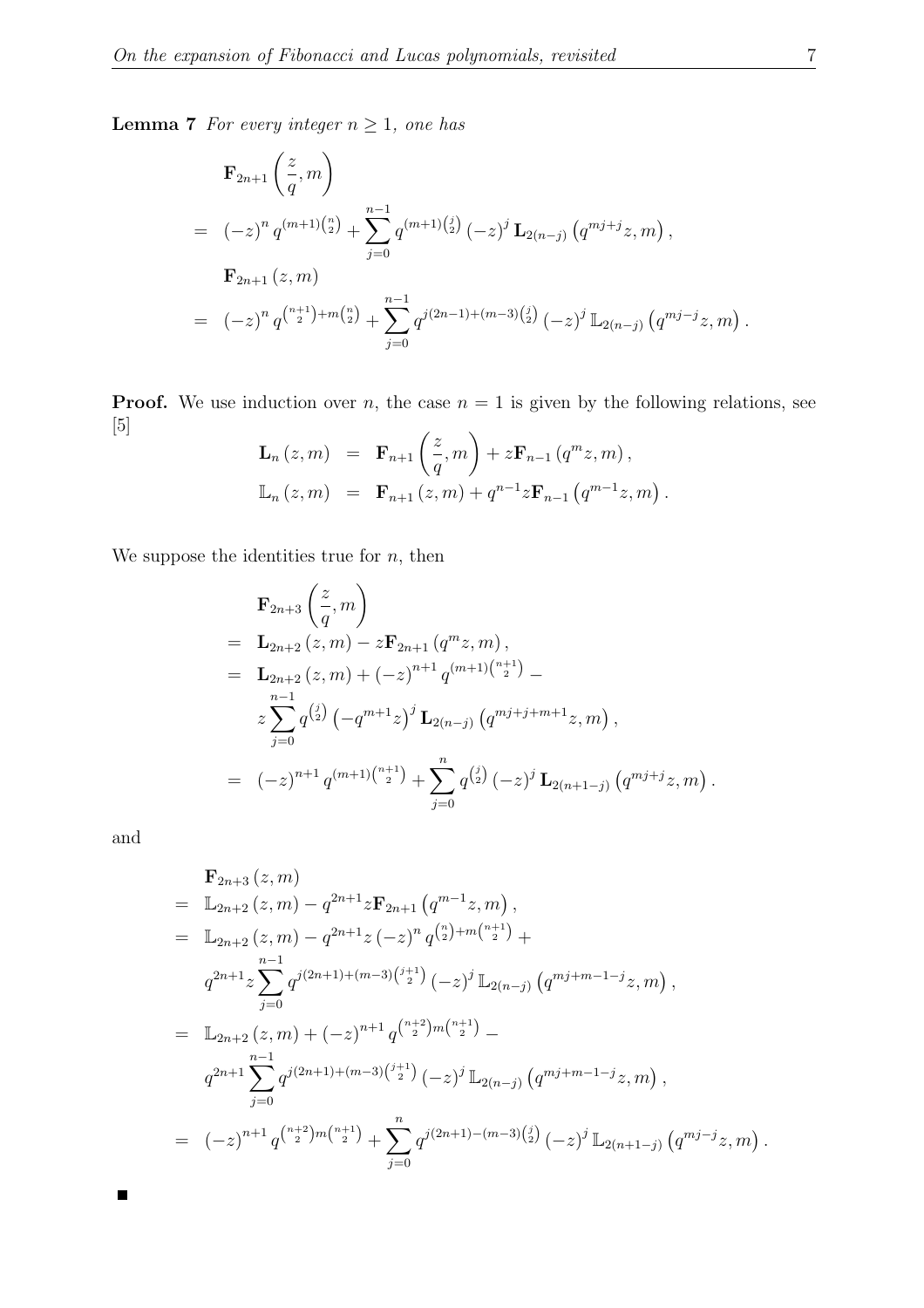**Lemma 7** *For every integer $n \geq 1$, one has*

$$
\begin{aligned}
&\mathbf{F}_{2n+1}\left(\frac{z}{q}, m\right) \\
=\ & (-z)^{n} q^{(m+1)\binom{n}{2}} + \sum_{j=0}^{n-1} q^{(m+1)\binom{j}{2}} (-z)^{j} \mathbf{L}_{2(n-j)}\left(q^{mj+j} z, m\right), \\
&\mathbf{F}_{2n+1}(z, m) \\
=\ & (-z)^{n} q^{\binom{n+1}{2} + m\binom{n}{2}} + \sum_{j=0}^{n-1} q^{j(2n-1)+(m-3)\binom{j}{2}} (-z)^{j} \mathbb{L}_{2(n-j)}\left(q^{mj-j} z, m\right).
\end{aligned}
$$

**Proof.** We use induction over $n$, the case $n = 1$ is given by the following relations, see [5]

$$
\begin{aligned}
\mathbf{L}_{n}(z, m) &= \mathbf{F}_{n+1}\left(\frac{z}{q}, m\right) + z\mathbf{F}_{n-1}\left(q^{m} z, m\right), \\
\mathbb{L}_{n}(z, m) &= \mathbf{F}_{n+1}(z, m) + q^{n-1} z\mathbf{F}_{n-1}\left(q^{m-1} z, m\right).
\end{aligned}
$$

We suppose the identities true for $n$, then

$$
\begin{aligned}
&\mathbf{F}_{2n+3}\left(\frac{z}{q}, m\right) \\
=\ & \mathbf{L}_{2n+2}(z, m) - z\mathbf{F}_{2n+1}\left(q^{m} z, m\right), \\
=\ & \mathbf{L}_{2n+2}(z, m) + (-z)^{n+1} q^{(m+1)\binom{n+1}{2}} - \\
& z\sum_{j=0}^{n-1} q^{\binom{j}{2}} \left(-q^{m+1} z\right)^{j} \mathbf{L}_{2(n-j)}\left(q^{mj+j+m+1} z, m\right), \\
=\ & (-z)^{n+1} q^{(m+1)\binom{n+1}{2}} + \sum_{j=0}^{n} q^{\binom{j}{2}} (-z)^{j} \mathbf{L}_{2(n+1-j)}\left(q^{mj+j} z, m\right).
\end{aligned}
$$

and

$$
\begin{aligned}
&\mathbf{F}_{2n+3}(z, m) \\
=\ & \mathbb{L}_{2n+2}(z, m) - q^{2n+1} z\mathbf{F}_{2n+1}\left(q^{m-1} z, m\right), \\
=\ & \mathbb{L}_{2n+2}(z, m) - q^{2n+1} z (-z)^{n} q^{\binom{n}{2} + m\binom{n+1}{2}} + \\
& q^{2n+1} z\sum_{j=0}^{n-1} q^{j(2n+1)+(m-3)\binom{j+1}{2}} (-z)^{j} \mathbb{L}_{2(n-j)}\left(q^{mj+m-1-j} z, m\right), \\
=\ & \mathbb{L}_{2n+2}(z, m) + (-z)^{n+1} q^{\binom{n+2}{2} m\binom{n+1}{2}} - \\
& q^{2n+1} \sum_{j=0}^{n-1} q^{j(2n+1)+(m-3)\binom{j+1}{2}} (-z)^{j} \mathbb{L}_{2(n-j)}\left(q^{mj+m-1-j} z, m\right), \\
=\ & (-z)^{n+1} q^{\binom{n+2}{2} m\binom{n+1}{2}} + \sum_{j=0}^{n} q^{j(2n+1)-(m-3)\binom{j}{2}} (-z)^{j} \mathbb{L}_{2(n+1-j)}\left(q^{mj-j} z, m\right).
\end{aligned}
$$

■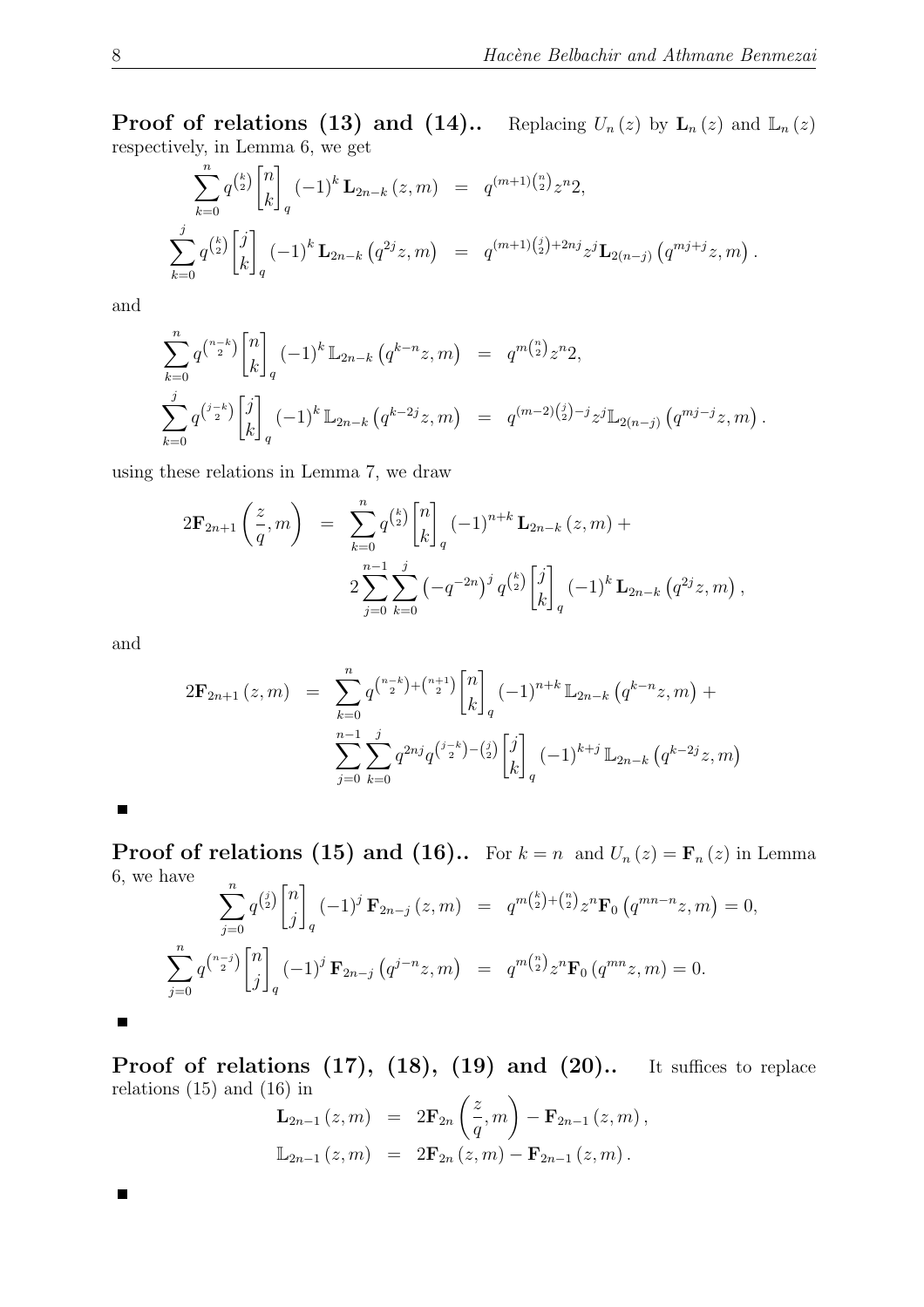**Proof of relations (13) and (14)..** Replacing $U_n(z)$ by $\mathbf{L}_n(z)$ and $\mathbb{L}_n(z)$ respectively, in Lemma 6, we get

$$
\begin{aligned}
\sum_{k=0}^{n} q^{\binom{k}{2}} \begin{bmatrix} n \\ k \end{bmatrix}_q (-1)^k \mathbf{L}_{2n-k}(z,m) &= q^{(m+1)\binom{n}{2}} z^n 2, \\
\sum_{k=0}^{j} q^{\binom{k}{2}} \begin{bmatrix} j \\ k \end{bmatrix}_q (-1)^k \mathbf{L}_{2n-k}\left(q^{2j}z,m\right) &= q^{(m+1)\binom{j}{2}+2nj} z^j \mathbf{L}_{2(n-j)}\left(q^{mj+j}z,m\right).
\end{aligned}
$$

and

$$
\begin{aligned}
\sum_{k=0}^{n} q^{\binom{n-k}{2}} \begin{bmatrix} n \\ k \end{bmatrix}_q (-1)^k \mathbb{L}_{2n-k}\left(q^{k-n}z,m\right) &= q^{m\binom{n}{2}} z^n 2, \\
\sum_{k=0}^{j} q^{\binom{j-k}{2}} \begin{bmatrix} j \\ k \end{bmatrix}_q (-1)^k \mathbb{L}_{2n-k}\left(q^{k-2j}z,m\right) &= q^{(m-2)\binom{j}{2}-j} z^j \mathbb{L}_{2(n-j)}\left(q^{mj-j}z,m\right).
\end{aligned}
$$

using these relations in Lemma 7, we draw

$$
\begin{aligned}
2\mathbf{F}_{2n+1}\left(\frac{z}{q},m\right) &= \sum_{k=0}^{n} q^{\binom{k}{2}} \begin{bmatrix} n \\ k \end{bmatrix}_q (-1)^{n+k} \mathbf{L}_{2n-k}(z,m) + \\
&\quad 2\sum_{j=0}^{n-1}\sum_{k=0}^{j} \left(-q^{-2n}\right)^j q^{\binom{k}{2}} \begin{bmatrix} j \\ k \end{bmatrix}_q (-1)^k \mathbf{L}_{2n-k}\left(q^{2j}z,m\right),
\end{aligned}
$$

and

$$
\begin{aligned}
2\mathbf{F}_{2n+1}(z,m) &= \sum_{k=0}^{n} q^{\binom{n-k}{2}+\binom{n+1}{2}} \begin{bmatrix} n \\ k \end{bmatrix}_q (-1)^{n+k} \mathbb{L}_{2n-k}\left(q^{k-n}z,m\right) + \\
&\quad \sum_{j=0}^{n-1}\sum_{k=0}^{j} q^{2nj} q^{\binom{j-k}{2}-\binom{j}{2}} \begin{bmatrix} j \\ k \end{bmatrix}_q (-1)^{k+j} \mathbb{L}_{2n-k}\left(q^{k-2j}z,m\right)
\end{aligned}
$$

■

**Proof of relations (15) and (16)..** For $k=n$ and $U_n(z) = \mathbf{F}_n(z)$ in Lemma 6, we have

$$
\begin{aligned}
\sum_{j=0}^{n} q^{\binom{j}{2}} \begin{bmatrix} n \\ j \end{bmatrix}_q (-1)^j \mathbf{F}_{2n-j}(z,m) &= q^{m\binom{k}{2}+\binom{n}{2}} z^n \mathbf{F}_0\left(q^{mn-n}z,m\right) = 0, \\
\sum_{j=0}^{n} q^{\binom{n-j}{2}} \begin{bmatrix} n \\ j \end{bmatrix}_q (-1)^j \mathbf{F}_{2n-j}\left(q^{j-n}z,m\right) &= q^{m\binom{n}{2}} z^n \mathbf{F}_0\left(q^{mn}z,m\right) = 0.
\end{aligned}
$$

■

**Proof of relations (17), (18), (19) and (20)..** It suffices to replace relations (15) and (16) in

$$
\begin{aligned}
\mathbf{L}_{2n-1}(z,m) &= 2\mathbf{F}_{2n}\left(\frac{z}{q},m\right) - \mathbf{F}_{2n-1}(z,m), \\
\mathbb{L}_{2n-1}(z,m) &= 2\mathbf{F}_{2n}(z,m) - \mathbf{F}_{2n-1}(z,m).
\end{aligned}
$$

■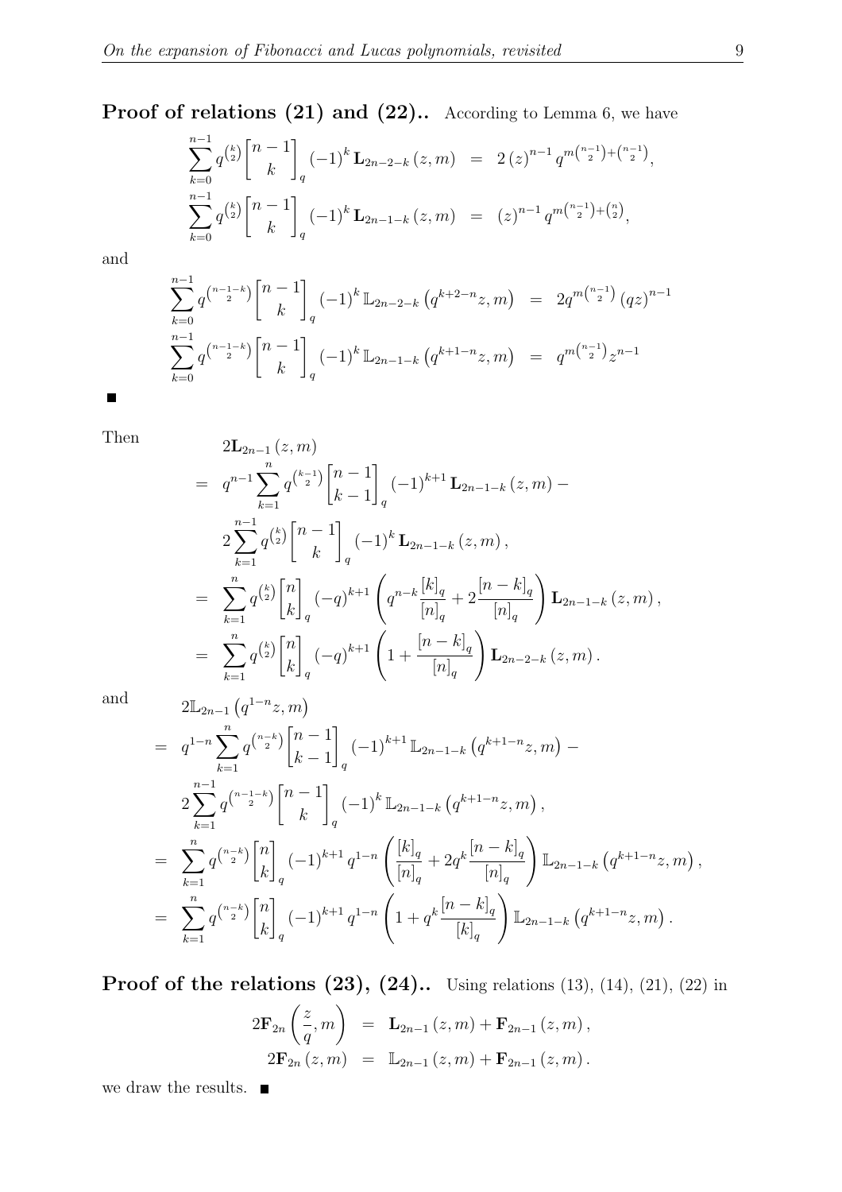**Proof of relations (21) and (22)..** According to Lemma 6, we have

$$
\begin{aligned}
\sum_{k=0}^{n-1} q^{\binom{k}{2}} \begin{bmatrix} n-1 \\ k \end{bmatrix}_q (-1)^k \mathbf{L}_{2n-2-k}(z,m) &= 2(z)^{n-1} q^{m\binom{n-1}{2}+\binom{n-1}{2}}, \\
\sum_{k=0}^{n-1} q^{\binom{k}{2}} \begin{bmatrix} n-1 \\ k \end{bmatrix}_q (-1)^k \mathbf{L}_{2n-1-k}(z,m) &= (z)^{n-1} q^{m\binom{n-1}{2}+\binom{n}{2}},
\end{aligned}
$$

and

$$
\begin{aligned}
\sum_{k=0}^{n-1} q^{\binom{n-1-k}{2}} \begin{bmatrix} n-1 \\ k \end{bmatrix}_q (-1)^k \mathbb{L}_{2n-2-k}\left(q^{k+2-n}z,m\right) &= 2q^{m\binom{n-1}{2}} (qz)^{n-1} \\
\sum_{k=0}^{n-1} q^{\binom{n-1-k}{2}} \begin{bmatrix} n-1 \\ k \end{bmatrix}_q (-1)^k \mathbb{L}_{2n-1-k}\left(q^{k+1-n}z,m\right) &= q^{m\binom{n-1}{2}} z^{n-1}
\end{aligned}
$$

■

Then

$$
\begin{aligned}
& 2\mathbf{L}_{2n-1}(z,m) \\
&= q^{n-1} \sum_{k=1}^{n} q^{\binom{k-1}{2}} \begin{bmatrix} n-1 \\ k-1 \end{bmatrix}_q (-1)^{k+1} \mathbf{L}_{2n-1-k}(z,m) - \\
&\quad 2\sum_{k=1}^{n-1} q^{\binom{k}{2}} \begin{bmatrix} n-1 \\ k \end{bmatrix}_q (-1)^k \mathbf{L}_{2n-1-k}(z,m), \\
&= \sum_{k=1}^{n} q^{\binom{k}{2}} \begin{bmatrix} n \\ k \end{bmatrix}_q (-q)^{k+1} \left( q^{n-k} \frac{[k]_q}{[n]_q} + 2\frac{[n-k]_q}{[n]_q} \right) \mathbf{L}_{2n-1-k}(z,m), \\
&= \sum_{k=1}^{n} q^{\binom{k}{2}} \begin{bmatrix} n \\ k \end{bmatrix}_q (-q)^{k+1} \left( 1 + \frac{[n-k]_q}{[n]_q} \right) \mathbf{L}_{2n-2-k}(z,m).
\end{aligned}
$$

and

$$
\begin{aligned}
& 2\mathbb{L}_{2n-1}\left(q^{1-n}z,m\right) \\
&= q^{1-n} \sum_{k=1}^{n} q^{\binom{n-k}{2}} \begin{bmatrix} n-1 \\ k-1 \end{bmatrix}_q (-1)^{k+1} \mathbb{L}_{2n-1-k}\left(q^{k+1-n}z,m\right) - \\
&\quad 2\sum_{k=1}^{n-1} q^{\binom{n-1-k}{2}} \begin{bmatrix} n-1 \\ k \end{bmatrix}_q (-1)^k \mathbb{L}_{2n-1-k}\left(q^{k+1-n}z,m\right), \\
&= \sum_{k=1}^{n} q^{\binom{n-k}{2}} \begin{bmatrix} n \\ k \end{bmatrix}_q (-1)^{k+1} q^{1-n} \left( \frac{[k]_q}{[n]_q} + 2q^k \frac{[n-k]_q}{[n]_q} \right) \mathbb{L}_{2n-1-k}\left(q^{k+1-n}z,m\right), \\
&= \sum_{k=1}^{n} q^{\binom{n-k}{2}} \begin{bmatrix} n \\ k \end{bmatrix}_q (-1)^{k+1} q^{1-n} \left( 1 + q^k \frac{[n-k]_q}{[k]_q} \right) \mathbb{L}_{2n-1-k}\left(q^{k+1-n}z,m\right).
\end{aligned}
$$

**Proof of the relations (23), (24)..** Using relations (13), (14), (21), (22) in

$$
\begin{aligned}
2\mathbf{F}_{2n}\left(\frac{z}{q},m\right) &= \mathbf{L}_{2n-1}(z,m) + \mathbf{F}_{2n-1}(z,m), \\
2\mathbf{F}_{2n}(z,m) &= \mathbb{L}_{2n-1}(z,m) + \mathbf{F}_{2n-1}(z,m).
\end{aligned}
$$

we draw the results. ■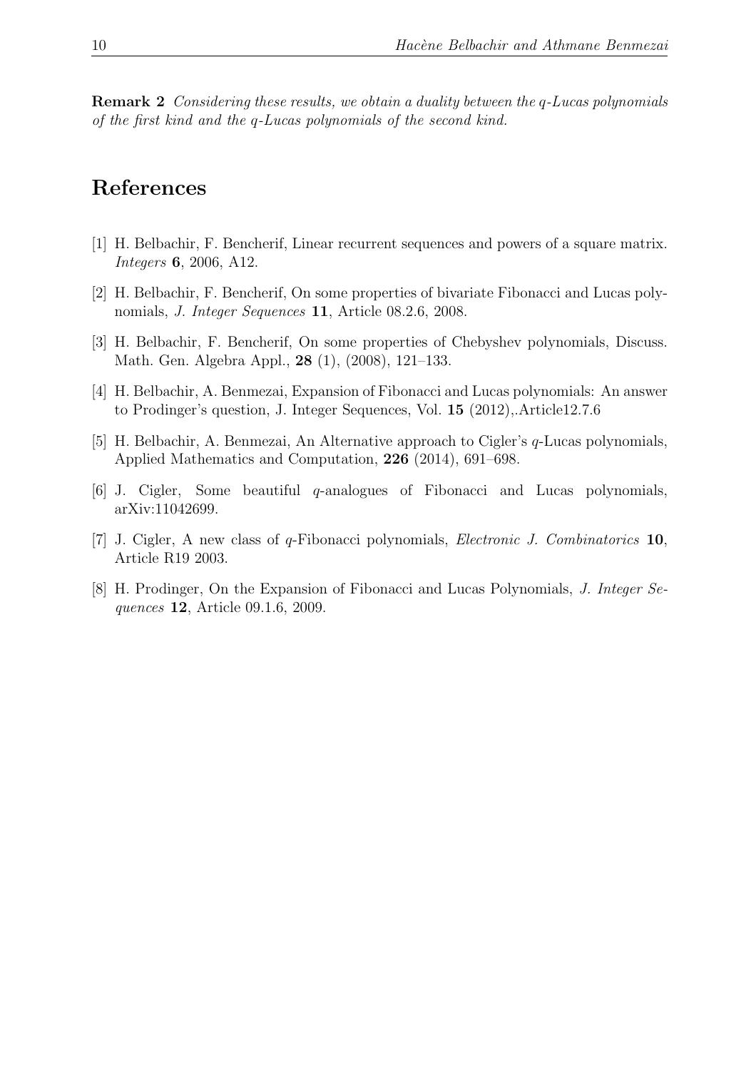**Remark 2** *Considering these results, we obtain a duality between the $q$-Lucas polynomials of the first kind and the $q$-Lucas polynomials of the second kind.*

# References

[1] H. Belbachir, F. Bencherif, Linear recurrent sequences and powers of a square matrix. *Integers* **6**, 2006, A12.

[2] H. Belbachir, F. Bencherif, On some properties of bivariate Fibonacci and Lucas polynomials, *J. Integer Sequences* **11**, Article 08.2.6, 2008.

[3] H. Belbachir, F. Bencherif, On some properties of Chebyshev polynomials, Discuss. Math. Gen. Algebra Appl., **28** (1), (2008), 121–133.

[4] H. Belbachir, A. Benmezai, Expansion of Fibonacci and Lucas polynomials: An answer to Prodinger's question, J. Integer Sequences, Vol. **15** (2012),.Article12.7.6

[5] H. Belbachir, A. Benmezai, An Alternative approach to Cigler's $q$-Lucas polynomials, Applied Mathematics and Computation, **226** (2014), 691–698.

[6] J. Cigler, Some beautiful $q$-analogues of Fibonacci and Lucas polynomials, arXiv:11042699.

[7] J. Cigler, A new class of $q$-Fibonacci polynomials, *Electronic J. Combinatorics* **10**, Article R19 2003.

[8] H. Prodinger, On the Expansion of Fibonacci and Lucas Polynomials, *J. Integer Sequences* **12**, Article 09.1.6, 2009.